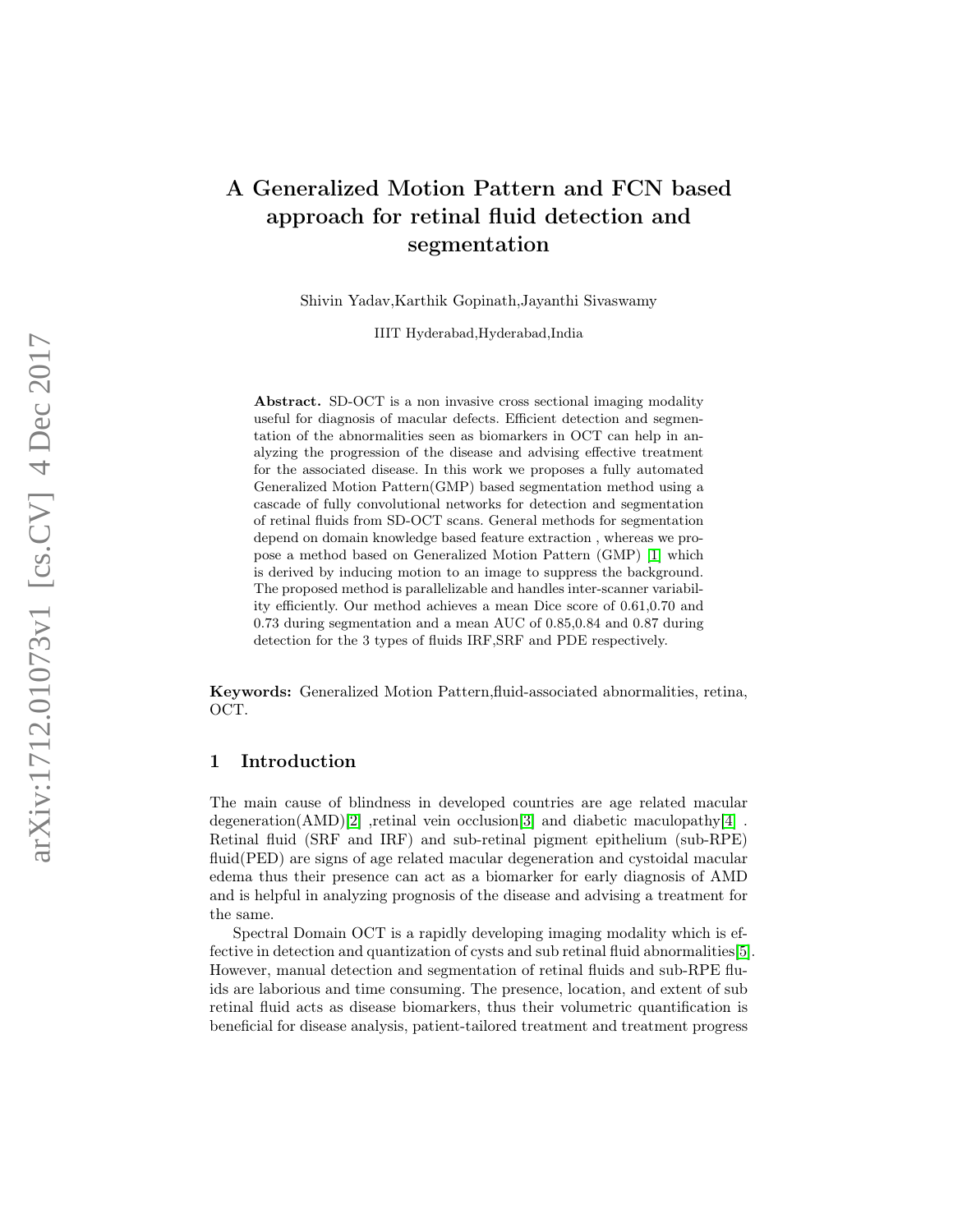# A Generalized Motion Pattern and FCN based approach for retinal fluid detection and segmentation

Shivin Yadav,Karthik Gopinath,Jayanthi Sivaswamy

IIIT Hyderabad,Hyderabad,India

**Abstract.** SD-OCT is a non invasive cross sectional imaging modality useful for diagnosis of macular defects. Efficient detection and segmentation of the abnormalities seen as biomarkers in OCT can help in analyzing the progression of the disease and advising effective treatment for the associated disease. In this work we proposes a fully automated Generalized Motion Pattern(GMP) based segmentation method using a cascade of fully convolutional networks for detection and segmentation of retinal fluids from SD-OCT scans. General methods for segmentation depend on domain knowledge based feature extraction , whereas we propose a method based on Generalized Motion Pattern (GMP) [1] which is derived by inducing motion to an image to suppress the background. The proposed method is parallelizable and handles inter-scanner variability efficiently. Our method achieves a mean Dice score of 0.61,0.70 and 0.73 during segmentation and a mean AUC of 0.85,0.84 and 0.87 during detection for the 3 types of fluids IRF,SRF and PDE respectively.

**Keywords:** Generalized Motion Pattern,fluid-associated abnormalities, retina, OCT.

## 1 Introduction

The main cause of blindness in developed countries are age related macular degeneration(AMD)[2] ,retinal vein occlusion[3] and diabetic maculopathy[4] . Retinal fluid (SRF and IRF) and sub-retinal pigment epithelium (sub-RPE) fluid(PED) are signs of age related macular degeneration and cystoidal macular edema thus their presence can act as a biomarker for early diagnosis of AMD and is helpful in analyzing prognosis of the disease and advising a treatment for the same.

Spectral Domain OCT is a rapidly developing imaging modality which is effective in detection and quantization of cysts and sub retinal fluid abnormalities[5]. However, manual detection and segmentation of retinal fluids and sub-RPE fluids are laborious and time consuming. The presence, location, and extent of sub retinal fluid acts as disease biomarkers, thus their volumetric quantification is beneficial for disease analysis, patient-tailored treatment and treatment progress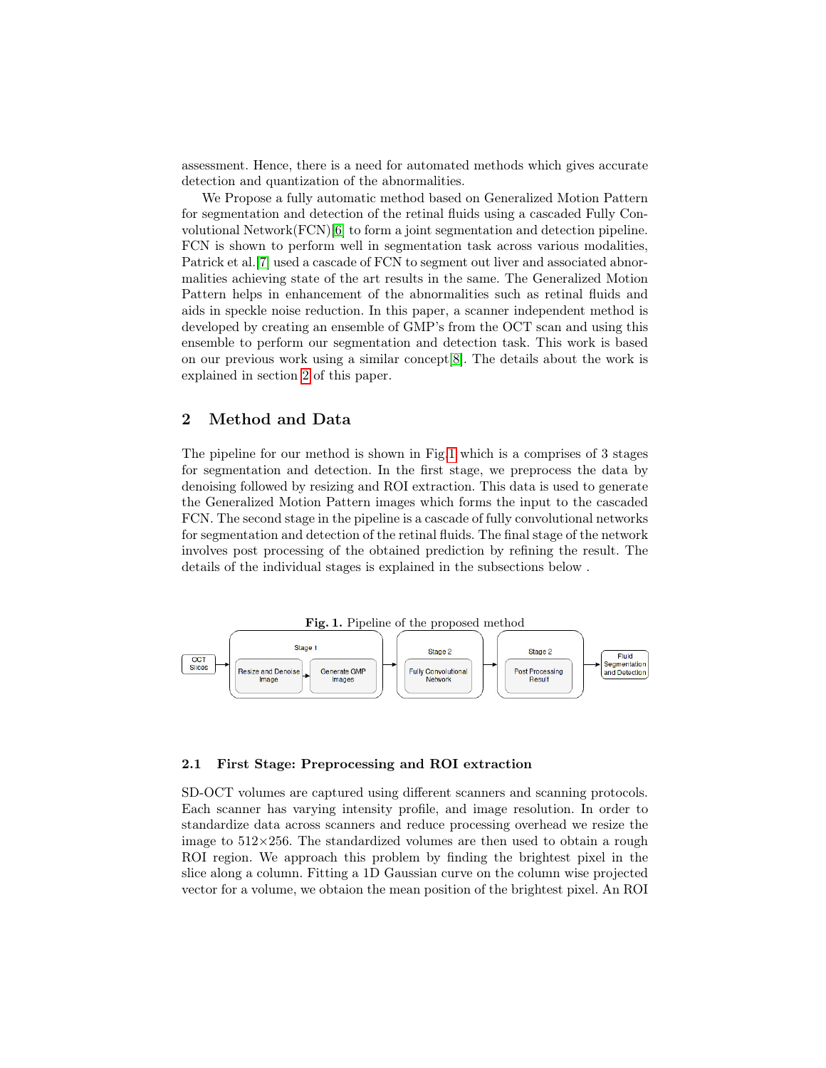assessment. Hence, there is a need for automated methods which gives accurate detection and quantization of the abnormalities.

We Propose a fully automatic method based on Generalized Motion Pattern for segmentation and detection of the retinal fluids using a cascaded Fully Convolutional Network(FCN)[6] to form a joint segmentation and detection pipeline. FCN is shown to perform well in segmentation task across various modalities, Patrick et al.[7] used a cascade of FCN to segment out liver and associated abnormalities achieving state of the art results in the same. The Generalized Motion Pattern helps in enhancement of the abnormalities such as retinal fluids and aids in speckle noise reduction. In this paper, a scanner independent method is developed by creating an ensemble of GMP's from the OCT scan and using this ensemble to perform our segmentation and detection task. This work is based on our previous work using a similar concept[8]. The details about the work is explained in section 2 of this paper.

## 2 Method and Data

The pipeline for our method is shown in Fig.1 which is a comprises of 3 stages for segmentation and detection. In the first stage, we preprocess the data by denoising followed by resizing and ROI extraction. This data is used to generate the Generalized Motion Pattern images which forms the input to the cascaded FCN. The second stage in the pipeline is a cascade of fully convolutional networks for segmentation and detection of the retinal fluids. The final stage of the network involves post processing of the obtained prediction by refining the result. The details of the individual stages is explained in the subsections below .

**Fig. 1.** Pipeline of the proposed method

### 2.1 First Stage: Preprocessing and ROI extraction

SD-OCT volumes are captured using different scanners and scanning protocols. Each scanner has varying intensity profile, and image resolution. In order to standardize data across scanners and reduce processing overhead we resize the image to $512 \times 256$. The standardized volumes are then used to obtain a rough ROI region. We approach this problem by finding the brightest pixel in the slice along a column. Fitting a 1D Gaussian curve on the column wise projected vector for a volume, we obtaion the mean position of the brightest pixel. An ROI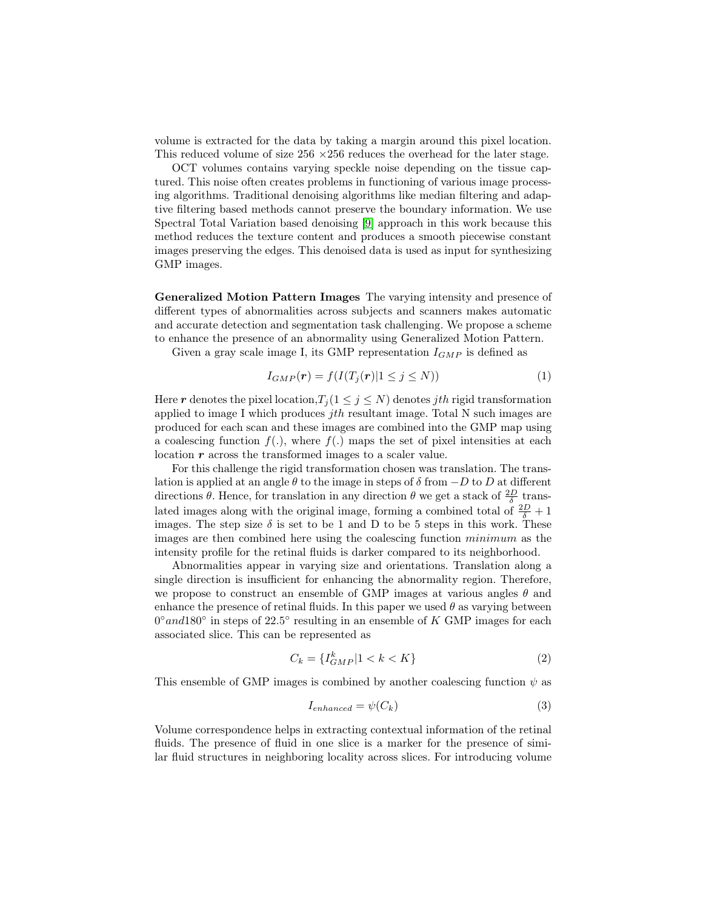volume is extracted for the data by taking a margin around this pixel location. This reduced volume of size 256 ×256 reduces the overhead for the later stage.

OCT volumes contains varying speckle noise depending on the tissue captured. This noise often creates problems in functioning of various image processing algorithms. Traditional denoising algorithms like median filtering and adaptive filtering based methods cannot preserve the boundary information. We use Spectral Total Variation based denoising [9] approach in this work because this method reduces the texture content and produces a smooth piecewise constant images preserving the edges. This denoised data is used as input for synthesizing GMP images.

**Generalized Motion Pattern Images** The varying intensity and presence of different types of abnormalities across subjects and scanners makes automatic and accurate detection and segmentation task challenging. We propose a scheme to enhance the presence of an abnormality using Generalized Motion Pattern.

Given a gray scale image I, its GMP representation $I_{GMP}$ is defined as

$$I_{GMP}(\boldsymbol{r}) = f(I(T_j(\boldsymbol{r})|1 \leq j \leq N)) \tag{1}$$

Here $\boldsymbol{r}$ denotes the pixel location,$T_j(1 \leq j \leq N)$ denotes $jth$ rigid transformation applied to image I which produces $jth$ resultant image. Total N such images are produced for each scan and these images are combined into the GMP map using a coalescing function $f(.)$, where $f(.)$ maps the set of pixel intensities at each location $\boldsymbol{r}$ across the transformed images to a scaler value.

For this challenge the rigid transformation chosen was translation. The translation is applied at an angle $\theta$ to the image in steps of $\delta$ from $-D$ to $D$ at different directions $\theta$. Hence, for translation in any direction $\theta$ we get a stack of $\frac{2D}{\delta}$ translated images along with the original image, forming a combined total of $\frac{2D}{\delta}+1$ images. The step size $\delta$ is set to be 1 and D to be 5 steps in this work. These images are then combined here using the coalescing function *minimum* as the intensity profile for the retinal fluids is darker compared to its neighborhood.

Abnormalities appear in varying size and orientations. Translation along a single direction is insufficient for enhancing the abnormality region. Therefore, we propose to construct an ensemble of GMP images at various angles $\theta$ and enhance the presence of retinal fluids. In this paper we used $\theta$ as varying between $0^{\circ} and 180^{\circ}$ in steps of $22.5^{\circ}$ resulting in an ensemble of $K$ GMP images for each associated slice. This can be represented as

$$C_k = \{I^k_{GMP}|1 < k < K\} \tag{2}$$

This ensemble of GMP images is combined by another coalescing function $\psi$ as

$$I_{enhanced} = \psi(C_k) \tag{3}$$

Volume correspondence helps in extracting contextual information of the retinal fluids. The presence of fluid in one slice is a marker for the presence of similar fluid structures in neighboring locality across slices. For introducing volume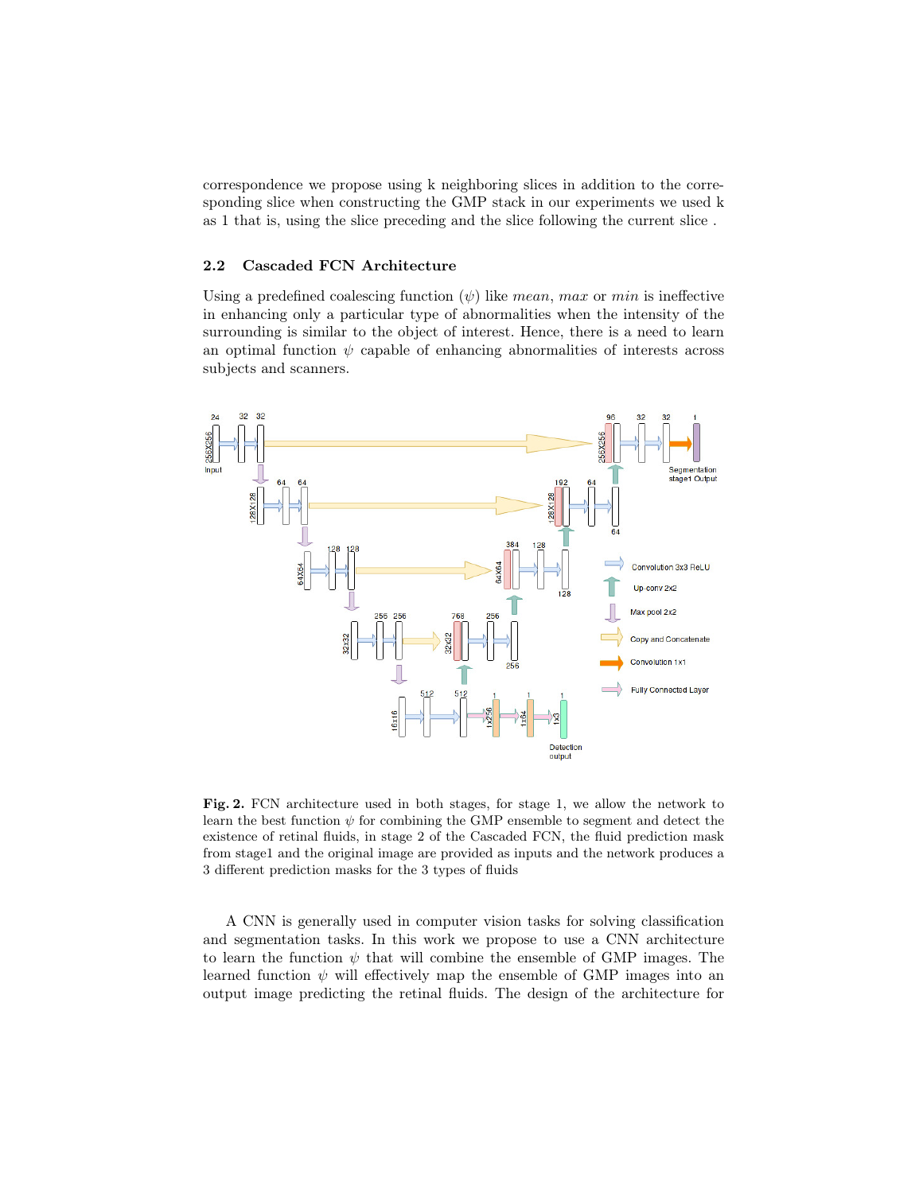correspondence we propose using k neighboring slices in addition to the corresponding slice when constructing the GMP stack in our experiments we used k as 1 that is, using the slice preceding and the slice following the current slice .

### 2.2 Cascaded FCN Architecture

Using a predefined coalescing function ($\psi$) like *mean*, *max* or *min* is ineffective in enhancing only a particular type of abnormalities when the intensity of the surrounding is similar to the object of interest. Hence, there is a need to learn an optimal function $\psi$ capable of enhancing abnormalities of interests across subjects and scanners.

**Fig. 2.** FCN architecture used in both stages, for stage 1, we allow the network to learn the best function $\psi$ for combining the GMP ensemble to segment and detect the existence of retinal fluids, in stage 2 of the Cascaded FCN, the fluid prediction mask from stage1 and the original image are provided as inputs and the network produces a 3 different prediction masks for the 3 types of fluids

A CNN is generally used in computer vision tasks for solving classification and segmentation tasks. In this work we propose to use a CNN architecture to learn the function $\psi$ that will combine the ensemble of GMP images. The learned function $\psi$ will effectively map the ensemble of GMP images into an output image predicting the retinal fluids. The design of the architecture for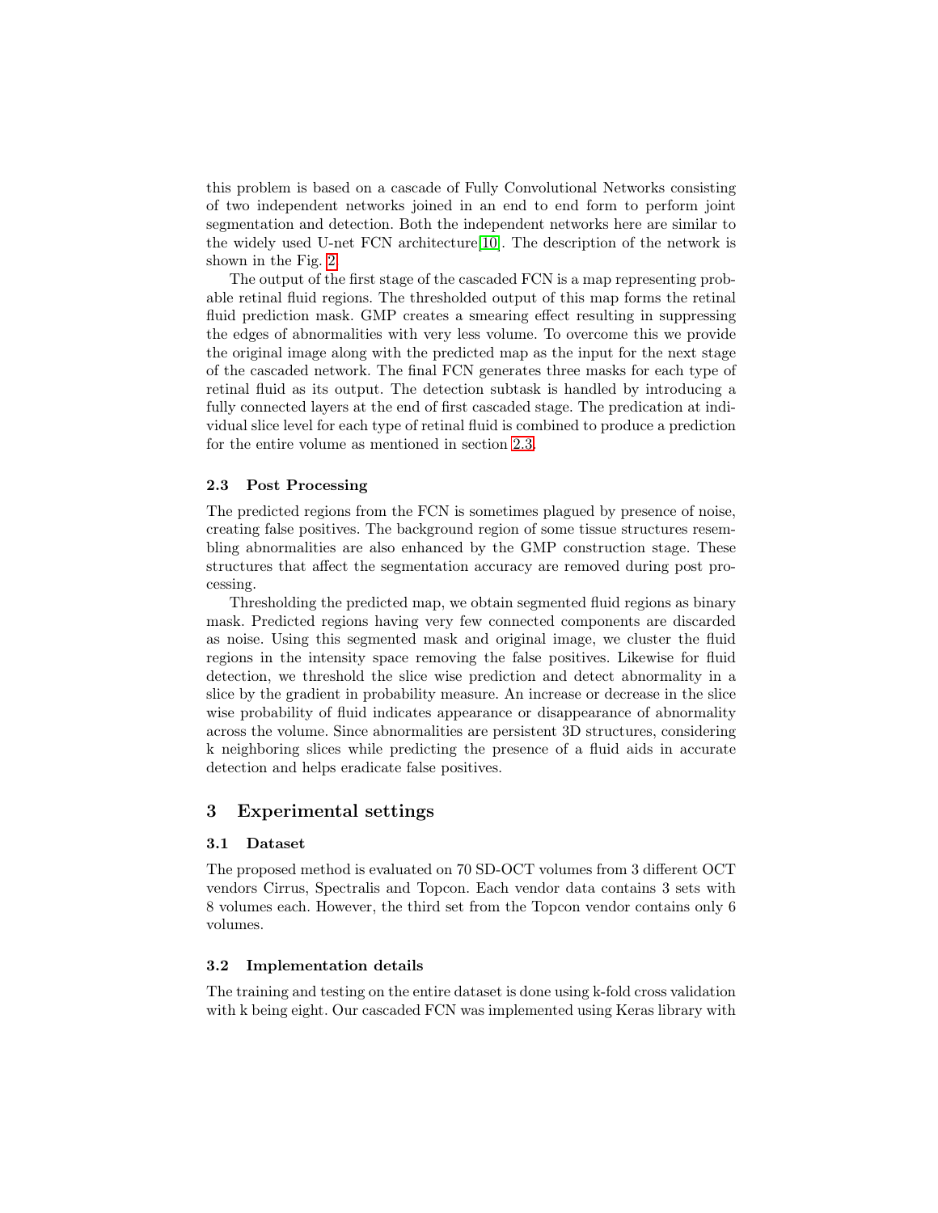this problem is based on a cascade of Fully Convolutional Networks consisting of two independent networks joined in an end to end form to perform joint segmentation and detection. Both the independent networks here are similar to the widely used U-net FCN architecture[10]. The description of the network is shown in the Fig. 2.

The output of the first stage of the cascaded FCN is a map representing probable retinal fluid regions. The thresholded output of this map forms the retinal fluid prediction mask. GMP creates a smearing effect resulting in suppressing the edges of abnormalities with very less volume. To overcome this we provide the original image along with the predicted map as the input for the next stage of the cascaded network. The final FCN generates three masks for each type of retinal fluid as its output. The detection subtask is handled by introducing a fully connected layers at the end of first cascaded stage. The predication at individual slice level for each type of retinal fluid is combined to produce a prediction for the entire volume as mentioned in section 2.3.

### 2.3 Post Processing

The predicted regions from the FCN is sometimes plagued by presence of noise, creating false positives. The background region of some tissue structures resembling abnormalities are also enhanced by the GMP construction stage. These structures that affect the segmentation accuracy are removed during post processing.

Thresholding the predicted map, we obtain segmented fluid regions as binary mask. Predicted regions having very few connected components are discarded as noise. Using this segmented mask and original image, we cluster the fluid regions in the intensity space removing the false positives. Likewise for fluid detection, we threshold the slice wise prediction and detect abnormality in a slice by the gradient in probability measure. An increase or decrease in the slice wise probability of fluid indicates appearance or disappearance of abnormality across the volume. Since abnormalities are persistent 3D structures, considering k neighboring slices while predicting the presence of a fluid aids in accurate detection and helps eradicate false positives.

## 3 Experimental settings

### 3.1 Dataset

The proposed method is evaluated on 70 SD-OCT volumes from 3 different OCT vendors Cirrus, Spectralis and Topcon. Each vendor data contains 3 sets with 8 volumes each. However, the third set from the Topcon vendor contains only 6 volumes.

### 3.2 Implementation details

The training and testing on the entire dataset is done using k-fold cross validation with k being eight. Our cascaded FCN was implemented using Keras library with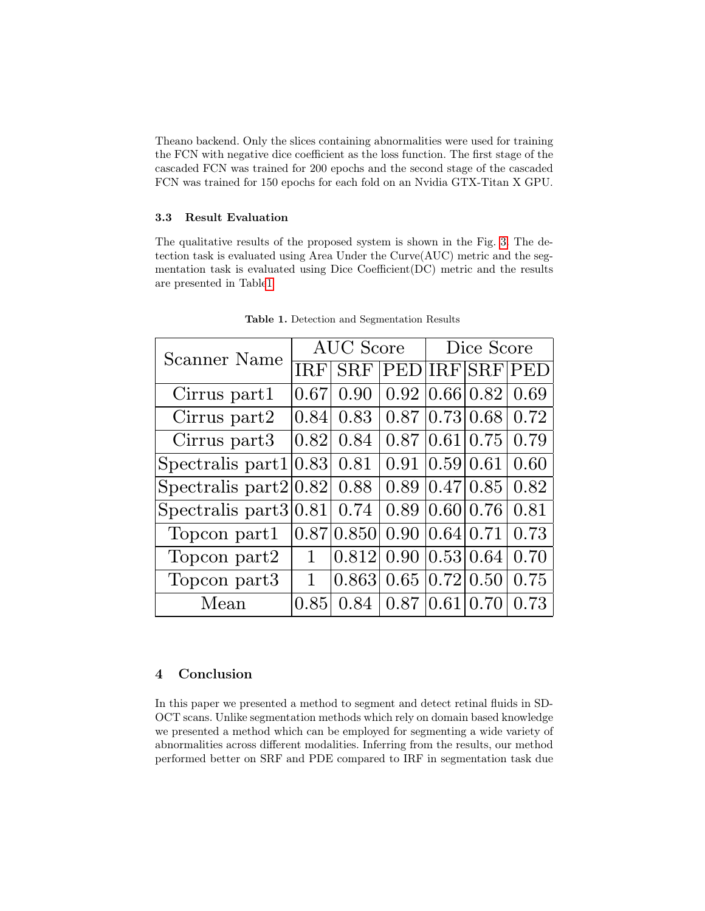Theano backend. Only the slices containing abnormalities were used for training the FCN with negative dice coefficient as the loss function. The first stage of the cascaded FCN was trained for 200 epochs and the second stage of the cascaded FCN was trained for 150 epochs for each fold on an Nvidia GTX-Titan X GPU.

### 3.3 Result Evaluation

The qualitative results of the proposed system is shown in the Fig. 3. The detection task is evaluated using Area Under the Curve(AUC) metric and the segmentation task is evaluated using Dice Coefficient(DC) metric and the results are presented in Table1

**Table 1.** Detection and Segmentation Results

| Scanner Name | AUC Score | | | Dice Score | | |
|---|---|---|---|---|---|---|
| | IRF | SRF | PED | IRF | SRF | PED |
| Cirrus part1 | 0.67 | 0.90 | 0.92 | 0.66 | 0.82 | 0.69 |
| Cirrus part2 | 0.84 | 0.83 | 0.87 | 0.73 | 0.68 | 0.72 |
| Cirrus part3 | 0.82 | 0.84 | 0.87 | 0.61 | 0.75 | 0.79 |
| Spectralis part1 | 0.83 | 0.81 | 0.91 | 0.59 | 0.61 | 0.60 |
| Spectralis part2 | 0.82 | 0.88 | 0.89 | 0.47 | 0.85 | 0.82 |
| Spectralis part3 | 0.81 | 0.74 | 0.89 | 0.60 | 0.76 | 0.81 |
| Topcon part1 | 0.87 | 0.850 | 0.90 | 0.64 | 0.71 | 0.73 |
| Topcon part2 | 1 | 0.812 | 0.90 | 0.53 | 0.64 | 0.70 |
| Topcon part3 | 1 | 0.863 | 0.65 | 0.72 | 0.50 | 0.75 |
| Mean | 0.85 | 0.84 | 0.87 | 0.61 | 0.70 | 0.73 |

## 4 Conclusion

In this paper we presented a method to segment and detect retinal fluids in SD-OCT scans. Unlike segmentation methods which rely on domain based knowledge we presented a method which can be employed for segmenting a wide variety of abnormalities across different modalities. Inferring from the results, our method performed better on SRF and PDE compared to IRF in segmentation task due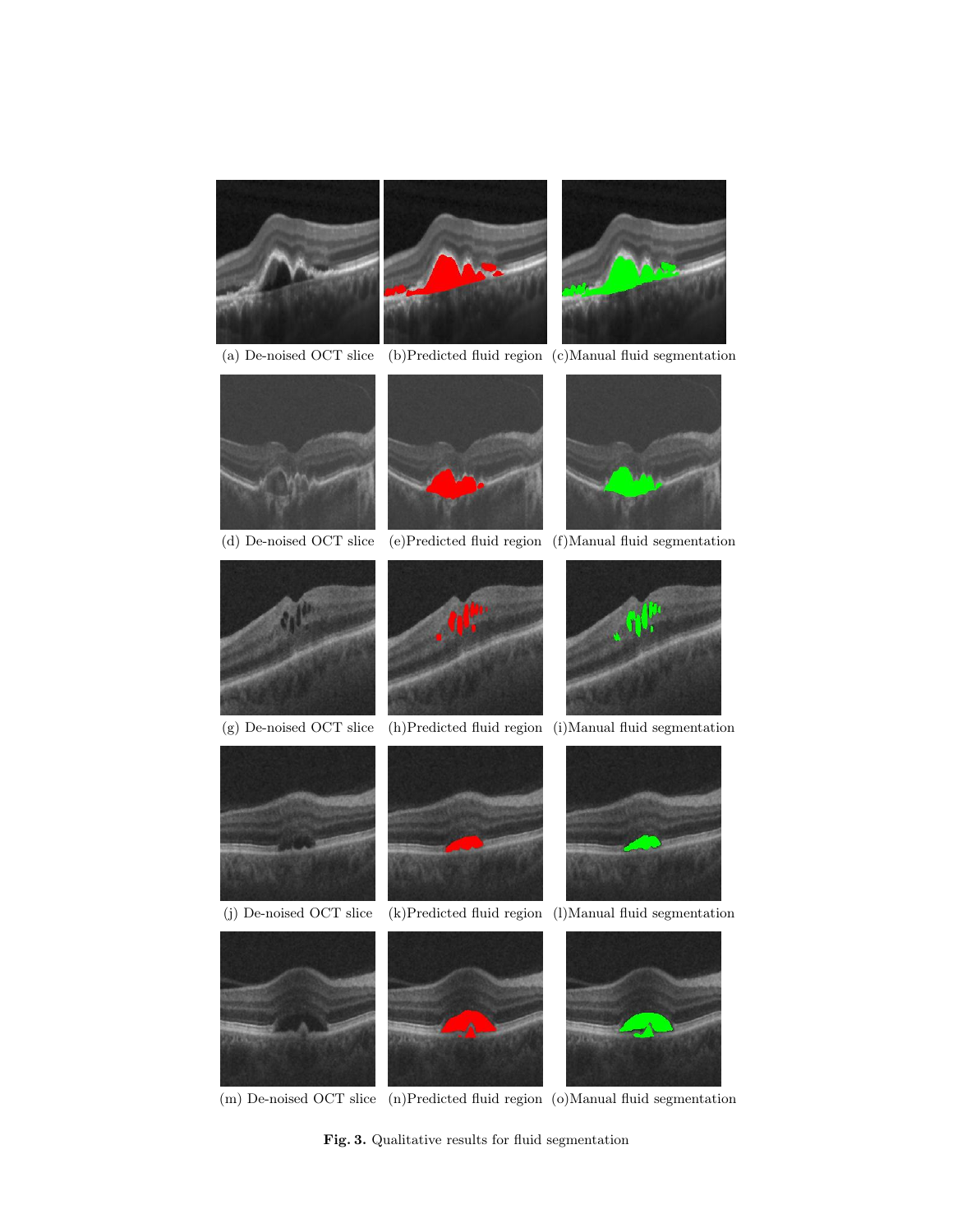(a) De-noised OCT slice (b)Predicted fluid region (c)Manual fluid segmentation

(d) De-noised OCT slice (e)Predicted fluid region (f)Manual fluid segmentation

(g) De-noised OCT slice (h)Predicted fluid region (i)Manual fluid segmentation

(j) De-noised OCT slice (k)Predicted fluid region (l)Manual fluid segmentation

(m) De-noised OCT slice (n)Predicted fluid region (o)Manual fluid segmentation

**Fig. 3.** Qualitative results for fluid segmentation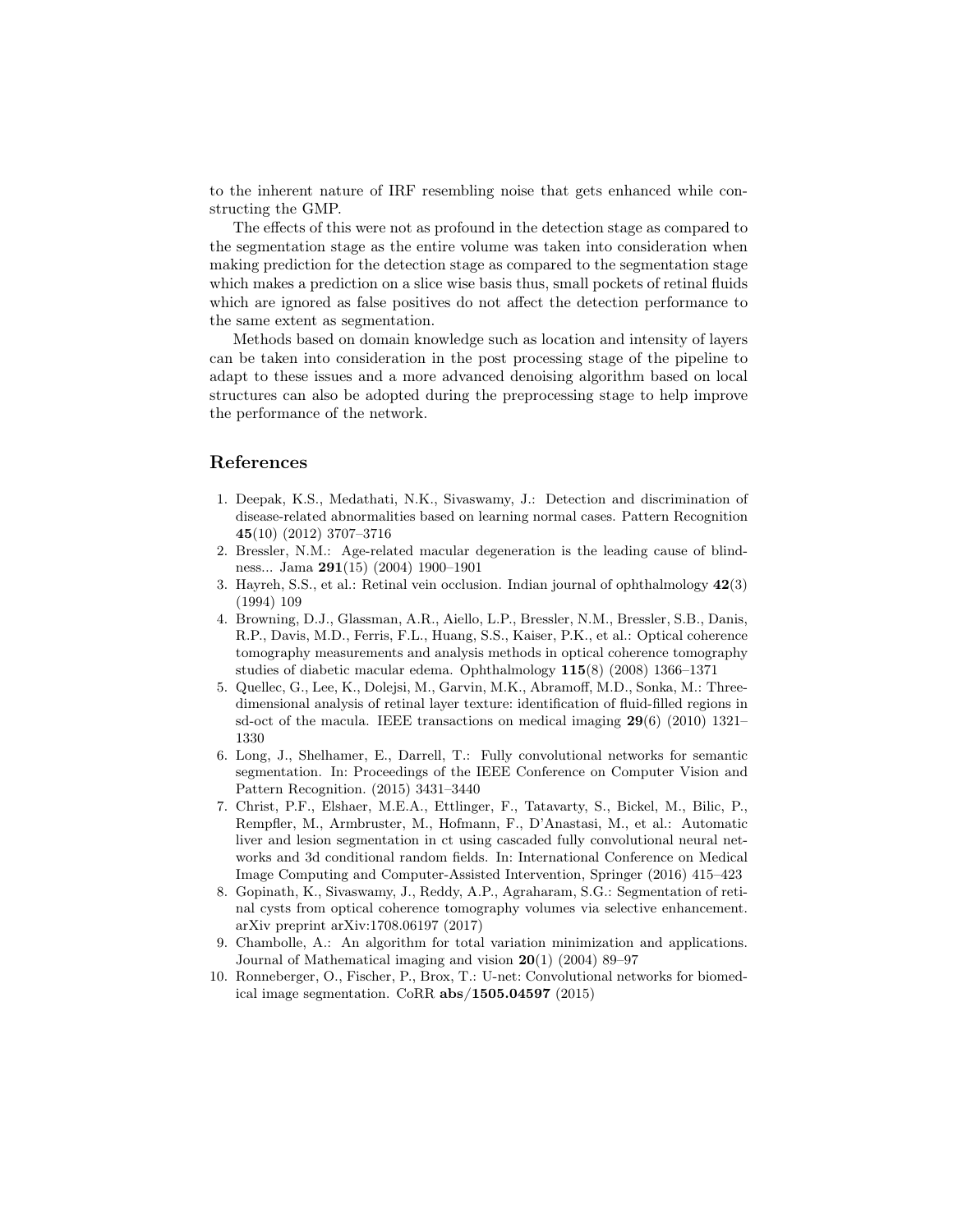to the inherent nature of IRF resembling noise that gets enhanced while constructing the GMP.

The effects of this were not as profound in the detection stage as compared to the segmentation stage as the entire volume was taken into consideration when making prediction for the detection stage as compared to the segmentation stage which makes a prediction on a slice wise basis thus, small pockets of retinal fluids which are ignored as false positives do not affect the detection performance to the same extent as segmentation.

Methods based on domain knowledge such as location and intensity of layers can be taken into consideration in the post processing stage of the pipeline to adapt to these issues and a more advanced denoising algorithm based on local structures can also be adopted during the preprocessing stage to help improve the performance of the network.

## References

1. Deepak, K.S., Medathati, N.K., Sivaswamy, J.: Detection and discrimination of disease-related abnormalities based on learning normal cases. Pattern Recognition **45**(10) (2012) 3707–3716
2. Bressler, N.M.: Age-related macular degeneration is the leading cause of blindness... Jama **291**(15) (2004) 1900–1901
3. Hayreh, S.S., et al.: Retinal vein occlusion. Indian journal of ophthalmology **42**(3) (1994) 109
4. Browning, D.J., Glassman, A.R., Aiello, L.P., Bressler, N.M., Bressler, S.B., Danis, R.P., Davis, M.D., Ferris, F.L., Huang, S.S., Kaiser, P.K., et al.: Optical coherence tomography measurements and analysis methods in optical coherence tomography studies of diabetic macular edema. Ophthalmology **115**(8) (2008) 1366–1371
5. Quellec, G., Lee, K., Dolejsi, M., Garvin, M.K., Abramoff, M.D., Sonka, M.: Three-dimensional analysis of retinal layer texture: identification of fluid-filled regions in sd-oct of the macula. IEEE transactions on medical imaging **29**(6) (2010) 1321–1330
6. Long, J., Shelhamer, E., Darrell, T.: Fully convolutional networks for semantic segmentation. In: Proceedings of the IEEE Conference on Computer Vision and Pattern Recognition. (2015) 3431–3440
7. Christ, P.F., Elshaer, M.E.A., Ettlinger, F., Tatavarty, S., Bickel, M., Bilic, P., Rempfler, M., Armbruster, M., Hofmann, F., D'Anastasi, M., et al.: Automatic liver and lesion segmentation in ct using cascaded fully convolutional neural networks and 3d conditional random fields. In: International Conference on Medical Image Computing and Computer-Assisted Intervention, Springer (2016) 415–423
8. Gopinath, K., Sivaswamy, J., Reddy, A.P., Agraharam, S.G.: Segmentation of retinal cysts from optical coherence tomography volumes via selective enhancement. arXiv preprint arXiv:1708.06197 (2017)
9. Chambolle, A.: An algorithm for total variation minimization and applications. Journal of Mathematical imaging and vision **20**(1) (2004) 89–97
10. Ronneberger, O., Fischer, P., Brox, T.: U-net: Convolutional networks for biomedical image segmentation. CoRR **abs/1505.04597** (2015)